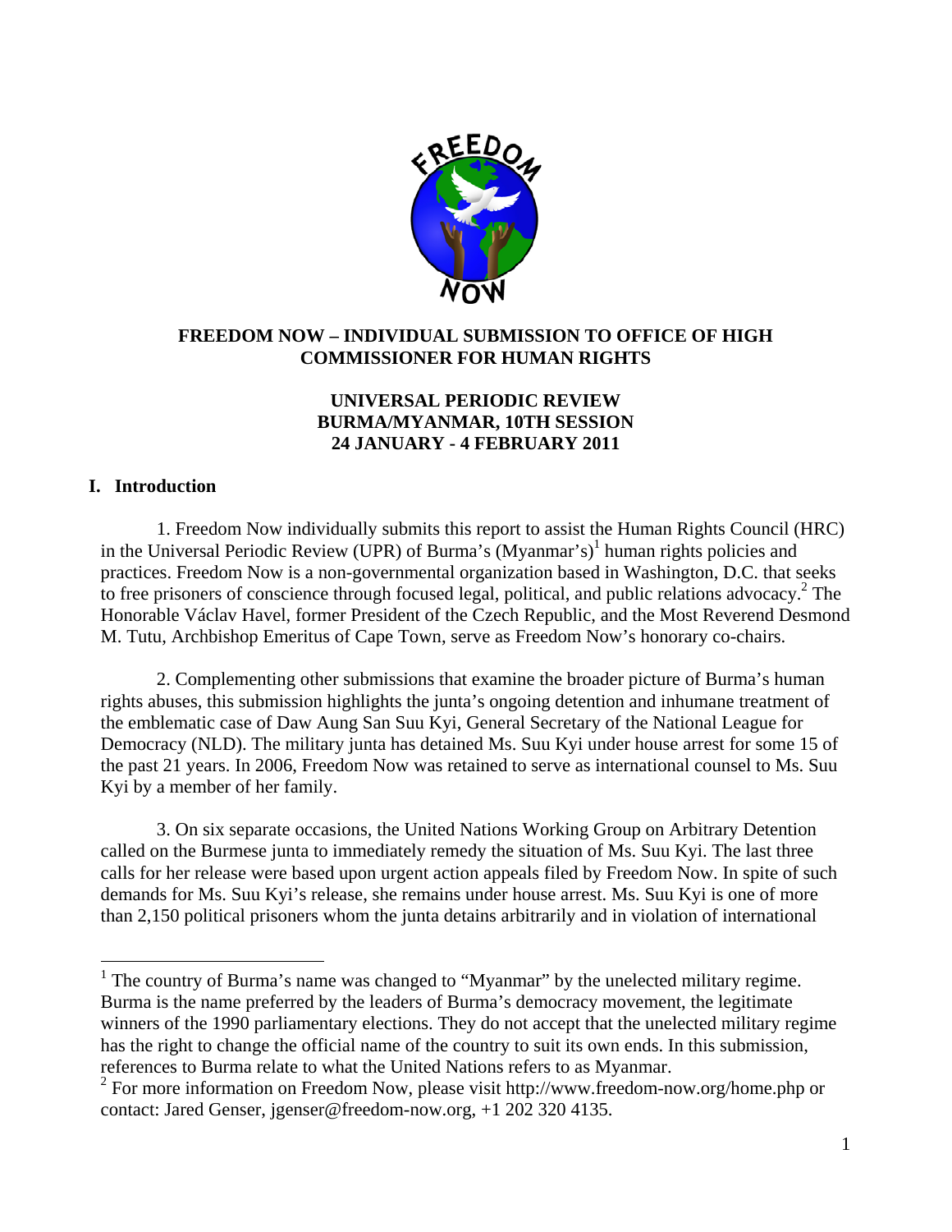# FREEDOM NOW – INDIVIDUAL SUBMISSION TO OFFICE OF HIGH COMMISSIONER FOR HUMAN RIGHTS

## UNIVERSAL PERIODIC REVIEW
## BURMA/MYANMAR, 10TH SESSION
## 24 JANUARY - 4 FEBRUARY 2011

## I. Introduction

1. Freedom Now individually submits this report to assist the Human Rights Council (HRC) in the Universal Periodic Review (UPR) of Burma's (Myanmar's)[1] human rights policies and practices. Freedom Now is a non-governmental organization based in Washington, D.C. that seeks to free prisoners of conscience through focused legal, political, and public relations advocacy.[2] The Honorable Václav Havel, former President of the Czech Republic, and the Most Reverend Desmond M. Tutu, Archbishop Emeritus of Cape Town, serve as Freedom Now's honorary co-chairs.

2. Complementing other submissions that examine the broader picture of Burma's human rights abuses, this submission highlights the junta's ongoing detention and inhumane treatment of the emblematic case of Daw Aung San Suu Kyi, General Secretary of the National League for Democracy (NLD). The military junta has detained Ms. Suu Kyi under house arrest for some 15 of the past 21 years. In 2006, Freedom Now was retained to serve as international counsel to Ms. Suu Kyi by a member of her family.

3. On six separate occasions, the United Nations Working Group on Arbitrary Detention called on the Burmese junta to immediately remedy the situation of Ms. Suu Kyi. The last three calls for her release were based upon urgent action appeals filed by Freedom Now. In spite of such demands for Ms. Suu Kyi's release, she remains under house arrest. Ms. Suu Kyi is one of more than 2,150 political prisoners whom the junta detains arbitrarily and in violation of international

---

[1] The country of Burma's name was changed to "Myanmar" by the unelected military regime. Burma is the name preferred by the leaders of Burma's democracy movement, the legitimate winners of the 1990 parliamentary elections. They do not accept that the unelected military regime has the right to change the official name of the country to suit its own ends. In this submission, references to Burma relate to what the United Nations refers to as Myanmar.

[2] For more information on Freedom Now, please visit http://www.freedom-now.org/home.php or contact: Jared Genser, jgenser@freedom-now.org, +1 202 320 4135.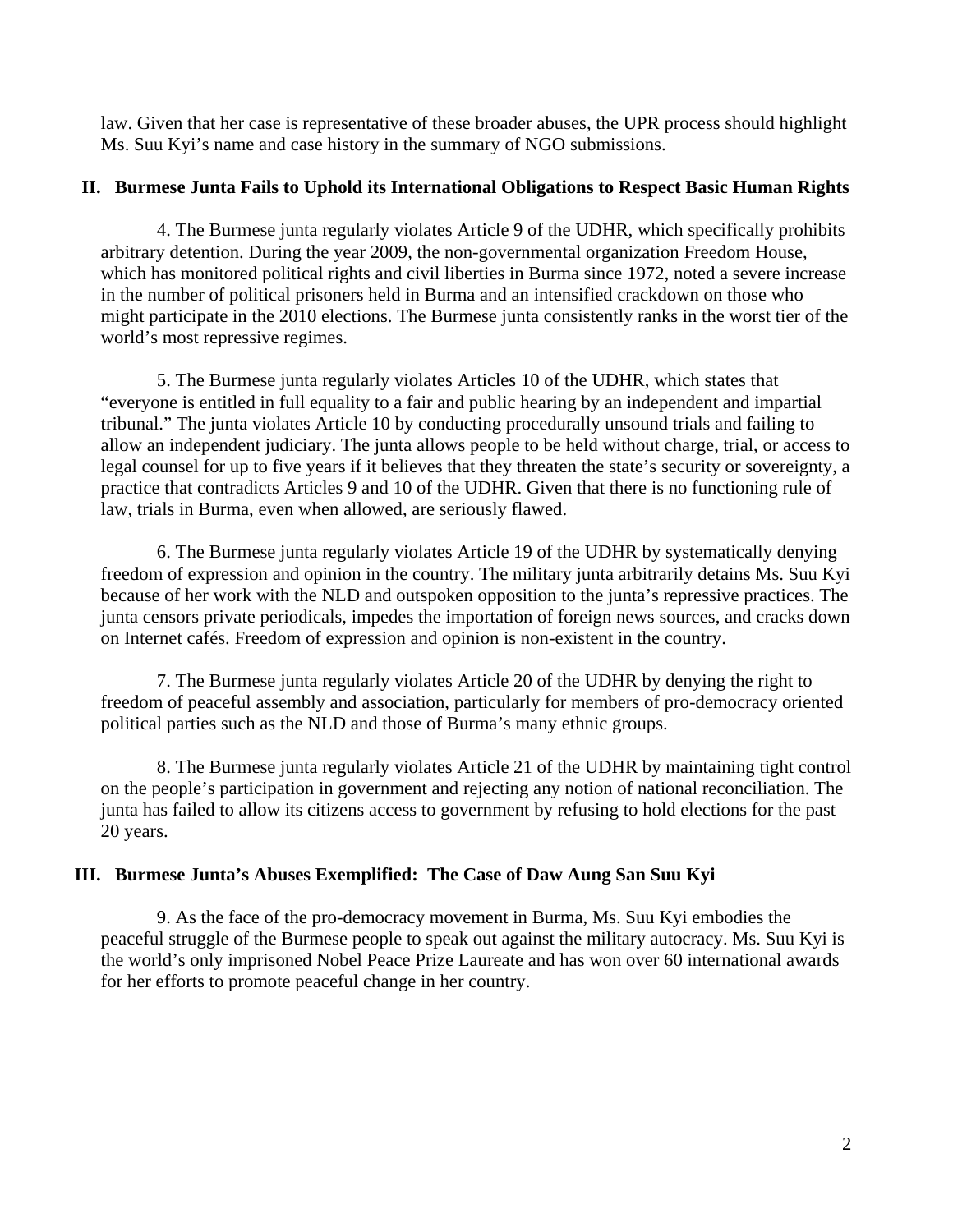law. Given that her case is representative of these broader abuses, the UPR process should highlight Ms. Suu Kyi's name and case history in the summary of NGO submissions.

## II. Burmese Junta Fails to Uphold its International Obligations to Respect Basic Human Rights

4. The Burmese junta regularly violates Article 9 of the UDHR, which specifically prohibits arbitrary detention. During the year 2009, the non-governmental organization Freedom House, which has monitored political rights and civil liberties in Burma since 1972, noted a severe increase in the number of political prisoners held in Burma and an intensified crackdown on those who might participate in the 2010 elections. The Burmese junta consistently ranks in the worst tier of the world's most repressive regimes.

5. The Burmese junta regularly violates Articles 10 of the UDHR, which states that "everyone is entitled in full equality to a fair and public hearing by an independent and impartial tribunal." The junta violates Article 10 by conducting procedurally unsound trials and failing to allow an independent judiciary. The junta allows people to be held without charge, trial, or access to legal counsel for up to five years if it believes that they threaten the state's security or sovereignty, a practice that contradicts Articles 9 and 10 of the UDHR. Given that there is no functioning rule of law, trials in Burma, even when allowed, are seriously flawed.

6. The Burmese junta regularly violates Article 19 of the UDHR by systematically denying freedom of expression and opinion in the country. The military junta arbitrarily detains Ms. Suu Kyi because of her work with the NLD and outspoken opposition to the junta's repressive practices. The junta censors private periodicals, impedes the importation of foreign news sources, and cracks down on Internet cafés. Freedom of expression and opinion is non-existent in the country.

7. The Burmese junta regularly violates Article 20 of the UDHR by denying the right to freedom of peaceful assembly and association, particularly for members of pro-democracy oriented political parties such as the NLD and those of Burma's many ethnic groups.

8. The Burmese junta regularly violates Article 21 of the UDHR by maintaining tight control on the people's participation in government and rejecting any notion of national reconciliation. The junta has failed to allow its citizens access to government by refusing to hold elections for the past 20 years.

## III. Burmese Junta's Abuses Exemplified: The Case of Daw Aung San Suu Kyi

9. As the face of the pro-democracy movement in Burma, Ms. Suu Kyi embodies the peaceful struggle of the Burmese people to speak out against the military autocracy. Ms. Suu Kyi is the world's only imprisoned Nobel Peace Prize Laureate and has won over 60 international awards for her efforts to promote peaceful change in her country.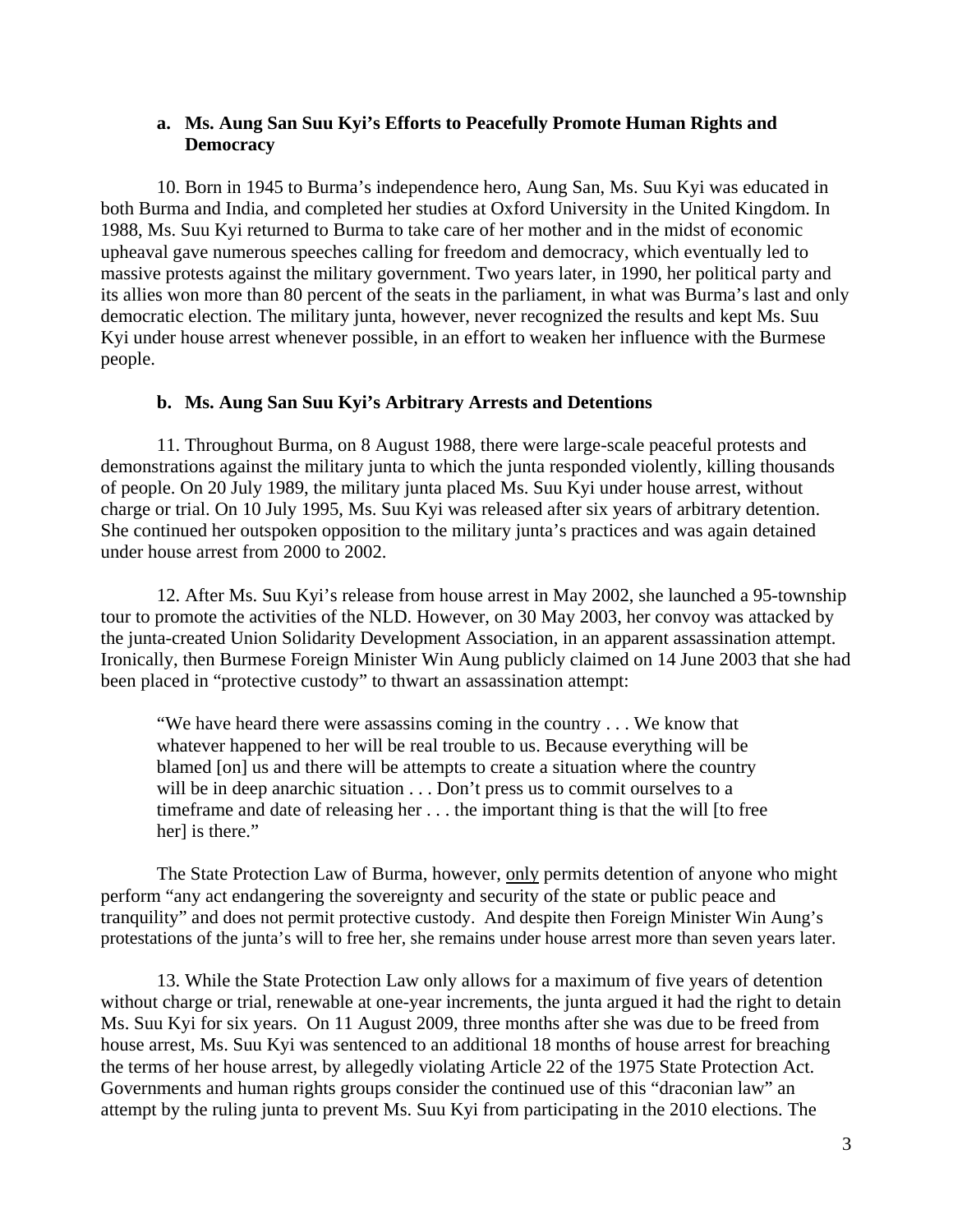### a. Ms. Aung San Suu Kyi's Efforts to Peacefully Promote Human Rights and Democracy

10. Born in 1945 to Burma's independence hero, Aung San, Ms. Suu Kyi was educated in both Burma and India, and completed her studies at Oxford University in the United Kingdom. In 1988, Ms. Suu Kyi returned to Burma to take care of her mother and in the midst of economic upheaval gave numerous speeches calling for freedom and democracy, which eventually led to massive protests against the military government. Two years later, in 1990, her political party and its allies won more than 80 percent of the seats in the parliament, in what was Burma's last and only democratic election. The military junta, however, never recognized the results and kept Ms. Suu Kyi under house arrest whenever possible, in an effort to weaken her influence with the Burmese people.

### b. Ms. Aung San Suu Kyi's Arbitrary Arrests and Detentions

11. Throughout Burma, on 8 August 1988, there were large-scale peaceful protests and demonstrations against the military junta to which the junta responded violently, killing thousands of people. On 20 July 1989, the military junta placed Ms. Suu Kyi under house arrest, without charge or trial. On 10 July 1995, Ms. Suu Kyi was released after six years of arbitrary detention. She continued her outspoken opposition to the military junta's practices and was again detained under house arrest from 2000 to 2002.

12. After Ms. Suu Kyi's release from house arrest in May 2002, she launched a 95-township tour to promote the activities of the NLD. However, on 30 May 2003, her convoy was attacked by the junta-created Union Solidarity Development Association, in an apparent assassination attempt. Ironically, then Burmese Foreign Minister Win Aung publicly claimed on 14 June 2003 that she had been placed in "protective custody" to thwart an assassination attempt:

> "We have heard there were assassins coming in the country . . . We know that whatever happened to her will be real trouble to us. Because everything will be blamed [on] us and there will be attempts to create a situation where the country will be in deep anarchic situation . . . Don't press us to commit ourselves to a timeframe and date of releasing her . . . the important thing is that the will [to free her] is there."

The State Protection Law of Burma, however, <u>only</u> permits detention of anyone who might perform "any act endangering the sovereignty and security of the state or public peace and tranquility" and does not permit protective custody. And despite then Foreign Minister Win Aung's protestations of the junta's will to free her, she remains under house arrest more than seven years later.

13. While the State Protection Law only allows for a maximum of five years of detention without charge or trial, renewable at one-year increments, the junta argued it had the right to detain Ms. Suu Kyi for six years. On 11 August 2009, three months after she was due to be freed from house arrest, Ms. Suu Kyi was sentenced to an additional 18 months of house arrest for breaching the terms of her house arrest, by allegedly violating Article 22 of the 1975 State Protection Act. Governments and human rights groups consider the continued use of this "draconian law" an attempt by the ruling junta to prevent Ms. Suu Kyi from participating in the 2010 elections. The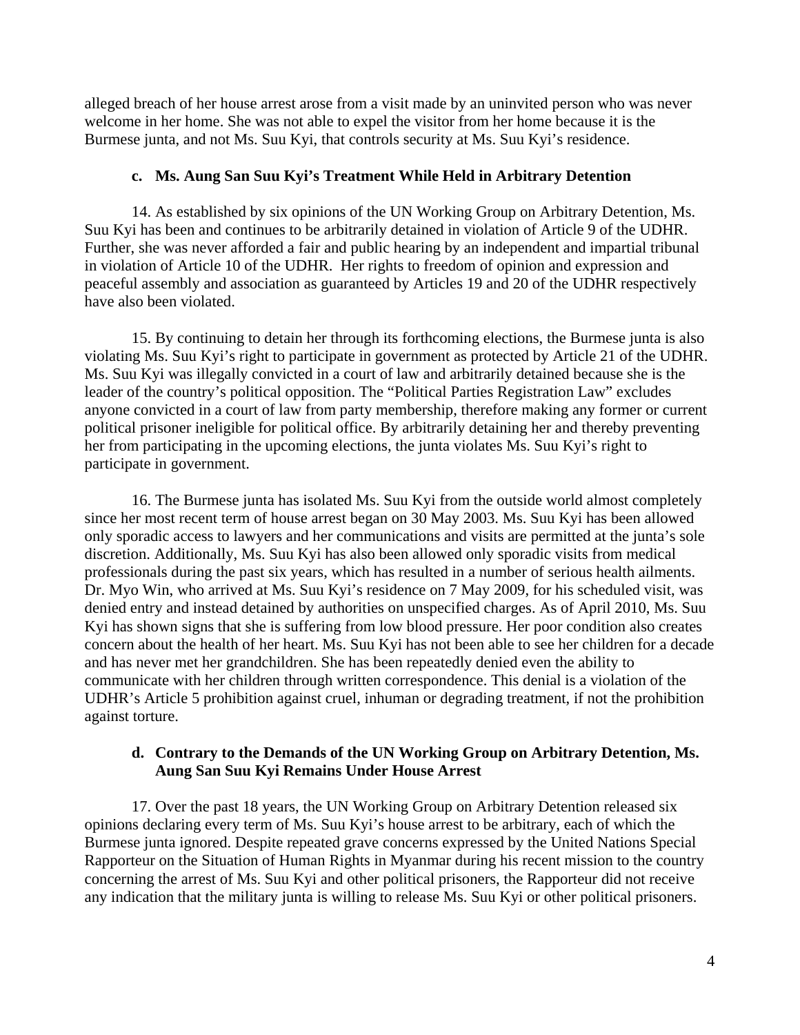alleged breach of her house arrest arose from a visit made by an uninvited person who was never welcome in her home. She was not able to expel the visitor from her home because it is the Burmese junta, and not Ms. Suu Kyi, that controls security at Ms. Suu Kyi's residence.

### c. Ms. Aung San Suu Kyi's Treatment While Held in Arbitrary Detention

14. As established by six opinions of the UN Working Group on Arbitrary Detention, Ms. Suu Kyi has been and continues to be arbitrarily detained in violation of Article 9 of the UDHR. Further, she was never afforded a fair and public hearing by an independent and impartial tribunal in violation of Article 10 of the UDHR. Her rights to freedom of opinion and expression and peaceful assembly and association as guaranteed by Articles 19 and 20 of the UDHR respectively have also been violated.

15. By continuing to detain her through its forthcoming elections, the Burmese junta is also violating Ms. Suu Kyi's right to participate in government as protected by Article 21 of the UDHR. Ms. Suu Kyi was illegally convicted in a court of law and arbitrarily detained because she is the leader of the country's political opposition. The "Political Parties Registration Law" excludes anyone convicted in a court of law from party membership, therefore making any former or current political prisoner ineligible for political office. By arbitrarily detaining her and thereby preventing her from participating in the upcoming elections, the junta violates Ms. Suu Kyi's right to participate in government.

16. The Burmese junta has isolated Ms. Suu Kyi from the outside world almost completely since her most recent term of house arrest began on 30 May 2003. Ms. Suu Kyi has been allowed only sporadic access to lawyers and her communications and visits are permitted at the junta's sole discretion. Additionally, Ms. Suu Kyi has also been allowed only sporadic visits from medical professionals during the past six years, which has resulted in a number of serious health ailments. Dr. Myo Win, who arrived at Ms. Suu Kyi's residence on 7 May 2009, for his scheduled visit, was denied entry and instead detained by authorities on unspecified charges. As of April 2010, Ms. Suu Kyi has shown signs that she is suffering from low blood pressure. Her poor condition also creates concern about the health of her heart. Ms. Suu Kyi has not been able to see her children for a decade and has never met her grandchildren. She has been repeatedly denied even the ability to communicate with her children through written correspondence. This denial is a violation of the UDHR's Article 5 prohibition against cruel, inhuman or degrading treatment, if not the prohibition against torture.

### d. Contrary to the Demands of the UN Working Group on Arbitrary Detention, Ms. Aung San Suu Kyi Remains Under House Arrest

17. Over the past 18 years, the UN Working Group on Arbitrary Detention released six opinions declaring every term of Ms. Suu Kyi's house arrest to be arbitrary, each of which the Burmese junta ignored. Despite repeated grave concerns expressed by the United Nations Special Rapporteur on the Situation of Human Rights in Myanmar during his recent mission to the country concerning the arrest of Ms. Suu Kyi and other political prisoners, the Rapporteur did not receive any indication that the military junta is willing to release Ms. Suu Kyi or other political prisoners.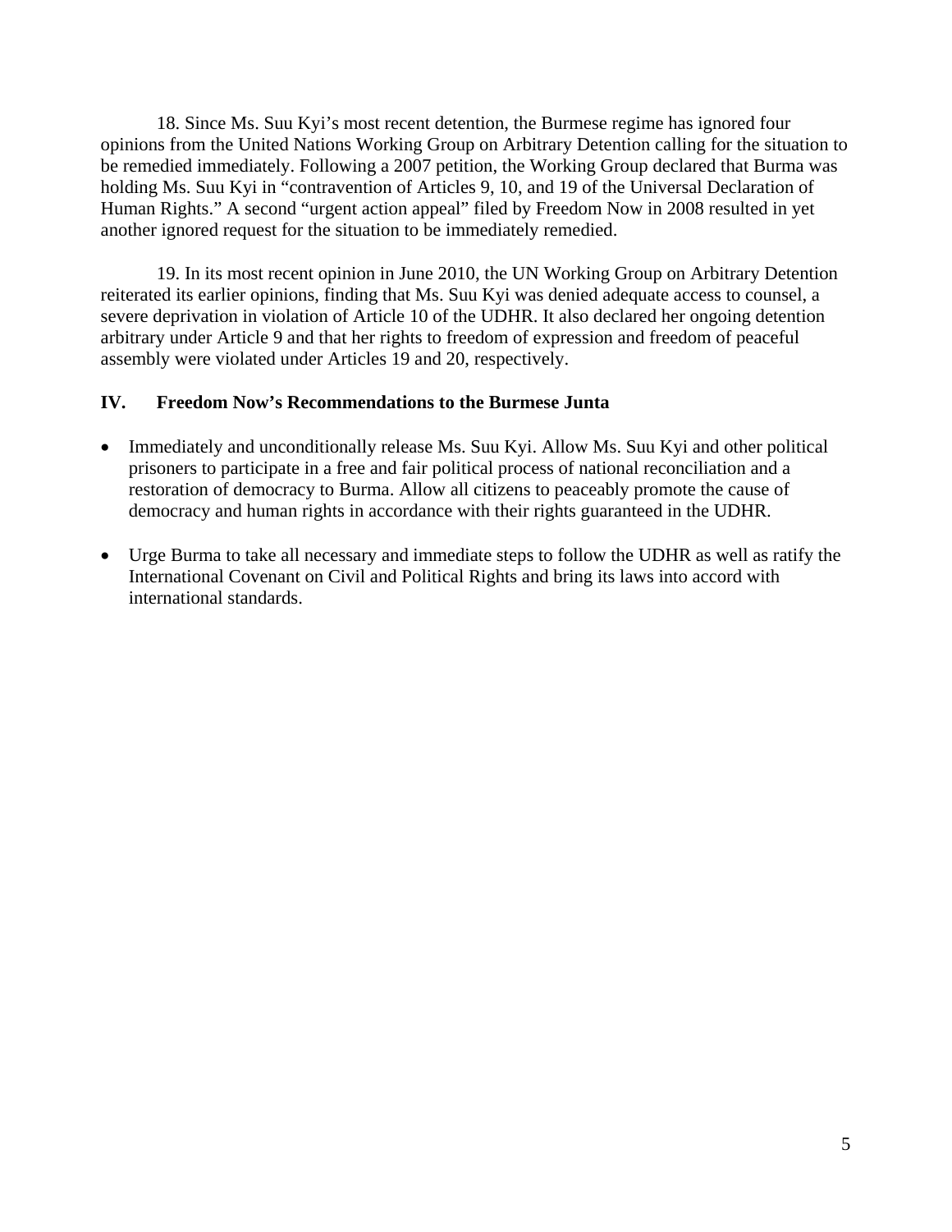18. Since Ms. Suu Kyi's most recent detention, the Burmese regime has ignored four opinions from the United Nations Working Group on Arbitrary Detention calling for the situation to be remedied immediately. Following a 2007 petition, the Working Group declared that Burma was holding Ms. Suu Kyi in "contravention of Articles 9, 10, and 19 of the Universal Declaration of Human Rights." A second "urgent action appeal" filed by Freedom Now in 2008 resulted in yet another ignored request for the situation to be immediately remedied.

19. In its most recent opinion in June 2010, the UN Working Group on Arbitrary Detention reiterated its earlier opinions, finding that Ms. Suu Kyi was denied adequate access to counsel, a severe deprivation in violation of Article 10 of the UDHR. It also declared her ongoing detention arbitrary under Article 9 and that her rights to freedom of expression and freedom of peaceful assembly were violated under Articles 19 and 20, respectively.

## IV. Freedom Now's Recommendations to the Burmese Junta

- Immediately and unconditionally release Ms. Suu Kyi. Allow Ms. Suu Kyi and other political prisoners to participate in a free and fair political process of national reconciliation and a restoration of democracy to Burma. Allow all citizens to peaceably promote the cause of democracy and human rights in accordance with their rights guaranteed in the UDHR.

- Urge Burma to take all necessary and immediate steps to follow the UDHR as well as ratify the International Covenant on Civil and Political Rights and bring its laws into accord with international standards.